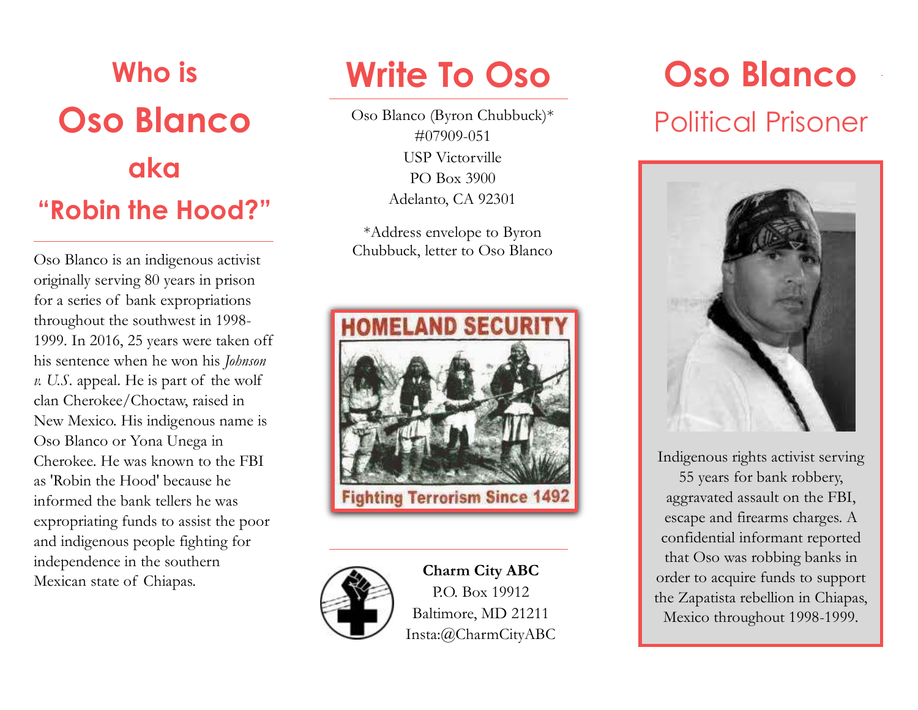# Who is Oso Blanco aka "Robin the Hood?"

Oso Blanco is an indigenous activist originally serving 80 years in prison for a series of bank expropriations throughout the southwest in 1998-1999. In 2016, 25 years were taken off his sentence when he won his *Johnson v. U.S.* appeal. He is part of the wolf clan Cherokee/Choctaw, raised in New Mexico. His indigenous name is Oso Blanco or Yona Unega in Cherokee. He was known to the FBI as 'Robin the Hood' because he informed the bank tellers he was expropriating funds to assist the poor and indigenous people fighting for independence in the southern Mexican state of Chiapas.

# Write To Oso

Oso Blanco (Byron Chubbuck)*
#07909-051
USP Victorville
PO Box 3900
Adelanto, CA 92301

*Address envelope to Byron Chubbuck, letter to Oso Blanco

HOMELAND SECURITY

Fighting Terrorism Since 1492

**Charm City ABC**
P.O. Box 19912
Baltimore, MD 21211
Insta:@CharmCityABC

# Oso Blanco

## Political Prisoner

Indigenous rights activist serving 55 years for bank robbery, aggravated assault on the FBI, escape and firearms charges. A confidential informant reported that Oso was robbing banks in order to acquire funds to support the Zapatista rebellion in Chiapas, Mexico throughout 1998-1999.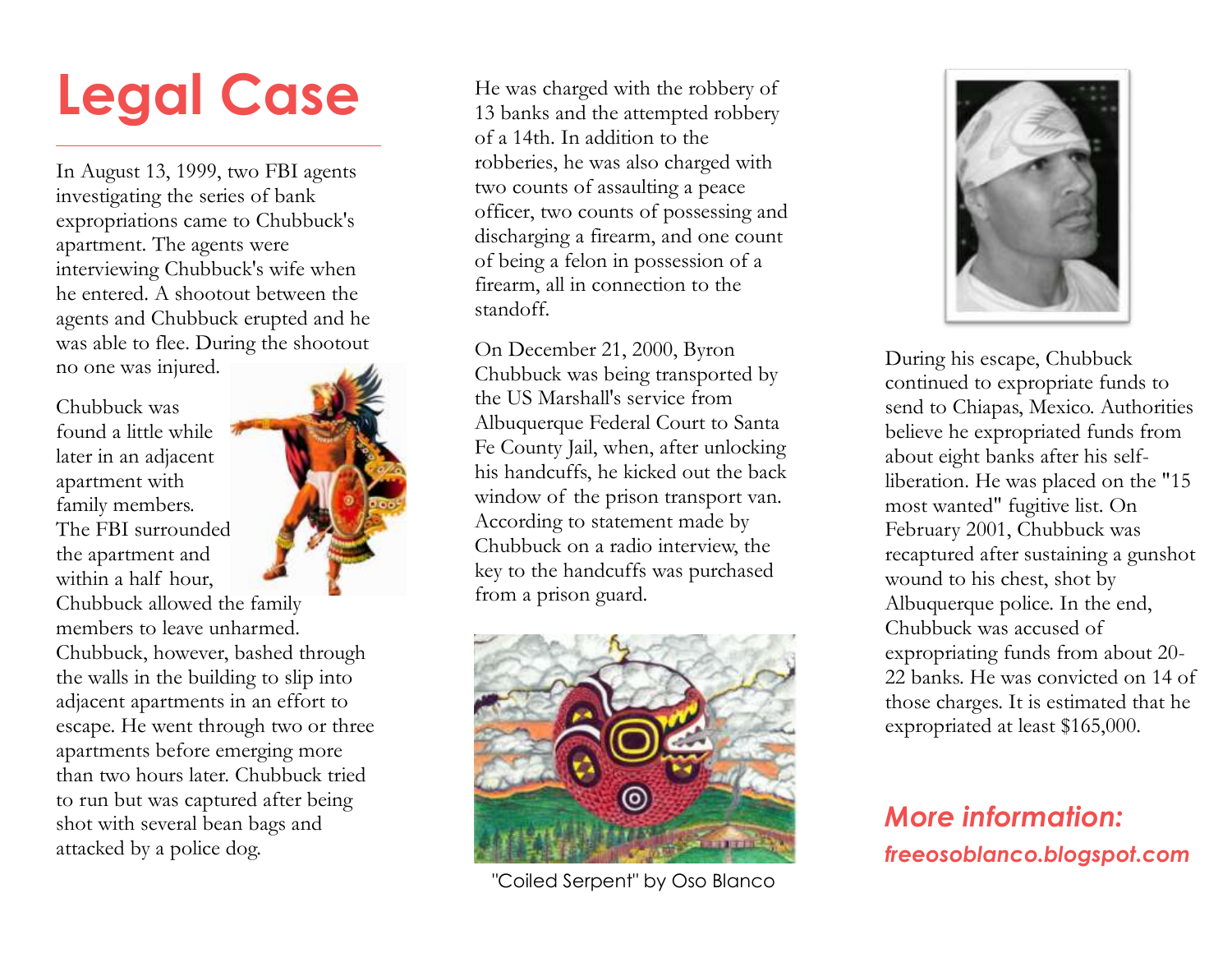# Legal Case

In August 13, 1999, two FBI agents investigating the series of bank expropriations came to Chubbuck's apartment. The agents were interviewing Chubbuck's wife when he entered. A shootout between the agents and Chubbuck erupted and he was able to flee. During the shootout no one was injured.

Chubbuck was found a little while later in an adjacent apartment with family members. The FBI surrounded the apartment and within a half hour, Chubbuck allowed the family members to leave unharmed. Chubbuck, however, bashed through the walls in the building to slip into adjacent apartments in an effort to escape. He went through two or three apartments before emerging more than two hours later. Chubbuck tried to run but was captured after being shot with several bean bags and attacked by a police dog.

He was charged with the robbery of 13 banks and the attempted robbery of a 14th. In addition to the robberies, he was also charged with two counts of assaulting a peace officer, two counts of possessing and discharging a firearm, and one count of being a felon in possession of a firearm, all in connection to the standoff.

On December 21, 2000, Byron Chubbuck was being transported by the US Marshall's service from Albuquerque Federal Court to Santa Fe County Jail, when, after unlocking his handcuffs, he kicked out the back window of the prison transport van. According to statement made by Chubbuck on a radio interview, the key to the handcuffs was purchased from a prison guard.

"Coiled Serpent" by Oso Blanco

During his escape, Chubbuck continued to expropriate funds to send to Chiapas, Mexico. Authorities believe he expropriated funds from about eight banks after his self-liberation. He was placed on the "15 most wanted" fugitive list. On February 2001, Chubbuck was recaptured after sustaining a gunshot wound to his chest, shot by Albuquerque police. In the end, Chubbuck was accused of expropriating funds from about 20-22 banks. He was convicted on 14 of those charges. It is estimated that he expropriated at least $165,000.

***More information:***

***freeosoblanco.blogspot.com***